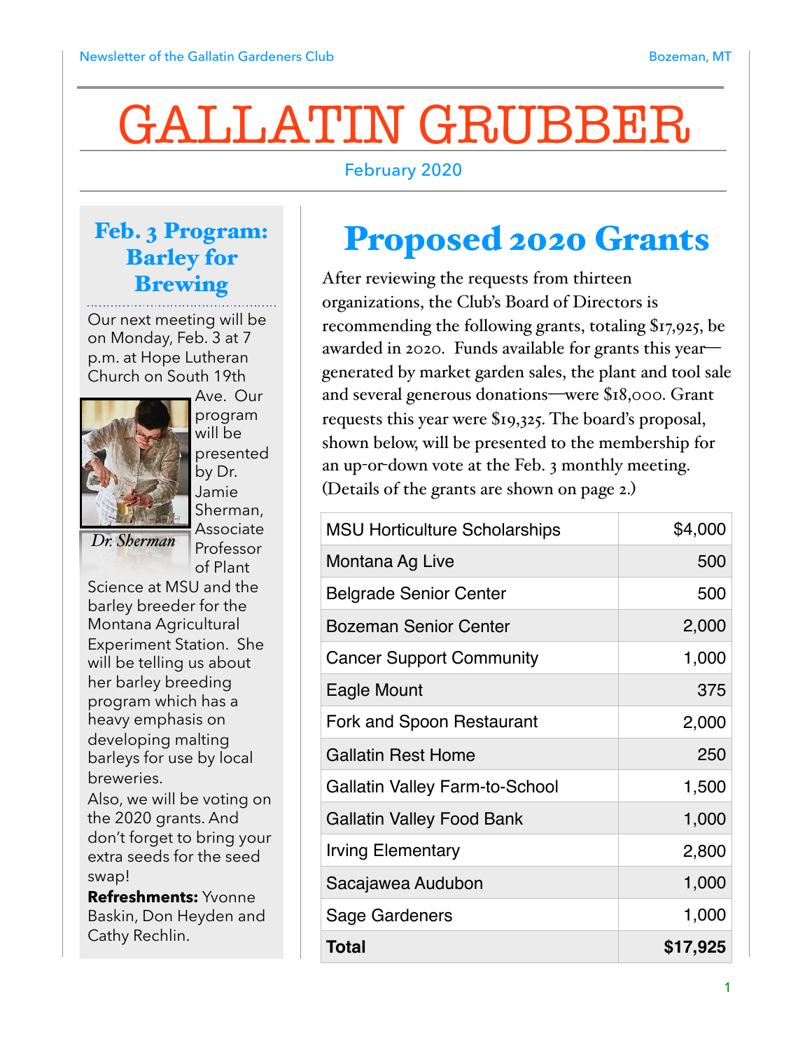# GALLATIN GRUBBER

February 2020

## Feb. 3 Program: Barley for Brewing

Our next meeting will be on Monday, Feb. 3 at 7 p.m. at Hope Lutheran Church on South 19th Ave. Our program will be presented by Dr. Jamie Sherman, Associate Professor of Plant Science at MSU and the barley breeder for the Montana Agricultural Experiment Station. She will be telling us about her barley breeding program which has a heavy emphasis on developing malting barleys for use by local breweries.

*Dr. Sherman*

Also, we will be voting on the 2020 grants. And don't forget to bring your extra seeds for the seed swap!

**Refreshments:** Yvonne Baskin, Don Heyden and Cathy Rechlin.

## Proposed 2020 Grants

After reviewing the requests from thirteen organizations, the Club's Board of Directors is recommending the following grants, totaling $17,925, be awarded in 2020. Funds available for grants this year—generated by market garden sales, the plant and tool sale and several generous donations—were $18,000. Grant requests this year were $19,325. The board's proposal, shown below, will be presented to the membership for an up-or-down vote at the Feb. 3 monthly meeting. (Details of the grants are shown on page 2.)

| Organization | Amount |
|---|---|
| MSU Horticulture Scholarships | $4,000 |
| Montana Ag Live | 500 |
| Belgrade Senior Center | 500 |
| Bozeman Senior Center | 2,000 |
| Cancer Support Community | 1,000 |
| Eagle Mount | 375 |
| Fork and Spoon Restaurant | 2,000 |
| Gallatin Rest Home | 250 |
| Gallatin Valley Farm-to-School | 1,500 |
| Gallatin Valley Food Bank | 1,000 |
| Irving Elementary | 2,800 |
| Sacajawea Audubon | 1,000 |
| Sage Gardeners | 1,000 |
| **Total** | **$17,925** |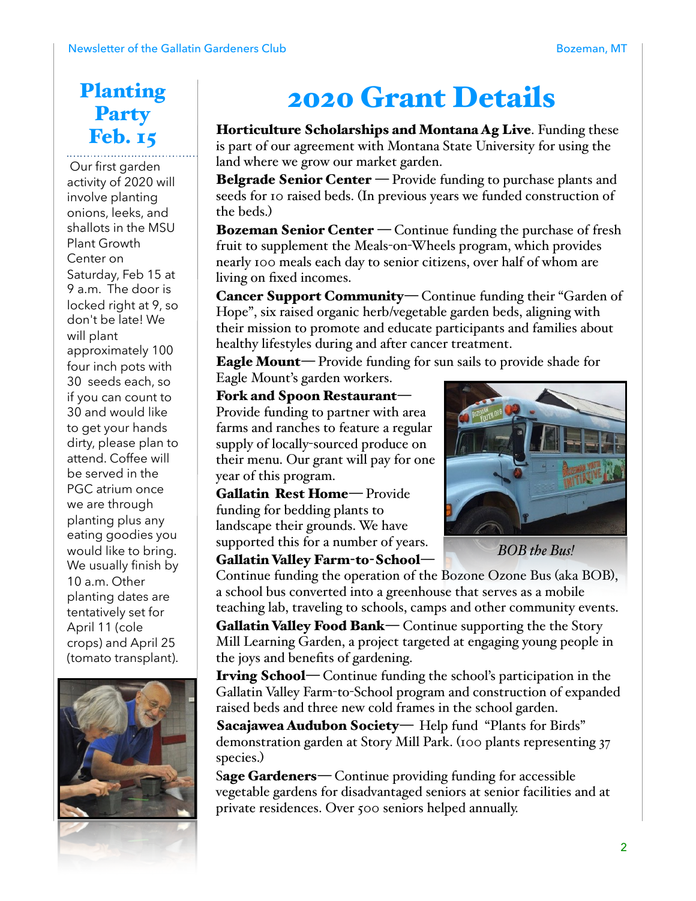## Planting Party Feb. 15

Our first garden activity of 2020 will involve planting onions, leeks, and shallots in the MSU Plant Growth Center on Saturday, Feb 15 at 9 a.m. The door is locked right at 9, so don't be late! We will plant approximately 100 four inch pots with 30 seeds each, so if you can count to 30 and would like to get your hands dirty, please plan to attend. Coffee will be served in the PGC atrium once we are through planting plus any eating goodies you would like to bring. We usually finish by 10 a.m. Other planting dates are tentatively set for April 11 (cole crops) and April 25 (tomato transplant).

# 2020 Grant Details

**Horticulture Scholarships and Montana Ag Live**. Funding these is part of our agreement with Montana State University for using the land where we grow our market garden.

**Belgrade Senior Center** — Provide funding to purchase plants and seeds for 10 raised beds. (In previous years we funded construction of the beds.)

**Bozeman Senior Center** — Continue funding the purchase of fresh fruit to supplement the Meals-on-Wheels program, which provides nearly 100 meals each day to senior citizens, over half of whom are living on fixed incomes.

**Cancer Support Community**— Continue funding their "Garden of Hope", six raised organic herb/vegetable garden beds, aligning with their mission to promote and educate participants and families about healthy lifestyles during and after cancer treatment.

**Eagle Mount**— Provide funding for sun sails to provide shade for Eagle Mount's garden workers.

**Fork and Spoon Restaurant**— Provide funding to partner with area farms and ranches to feature a regular supply of locally-sourced produce on their menu. Our grant will pay for one year of this program.

**Gallatin Rest Home**— Provide funding for bedding plants to landscape their grounds. We have supported this for a number of years.

*BOB the Bus!*

**Gallatin Valley Farm-to-School**— Continue funding the operation of the Bozone Ozone Bus (aka BOB), a school bus converted into a greenhouse that serves as a mobile teaching lab, traveling to schools, camps and other community events.

**Gallatin Valley Food Bank**— Continue supporting the the Story Mill Learning Garden, a project targeted at engaging young people in the joys and benefits of gardening.

**Irving School**— Continue funding the school's participation in the Gallatin Valley Farm-to-School program and construction of expanded raised beds and three new cold frames in the school garden.

**Sacajawea Audubon Society**— Help fund "Plants for Birds" demonstration garden at Story Mill Park. (100 plants representing 37 species.)

**Sage Gardeners**— Continue providing funding for accessible vegetable gardens for disadvantaged seniors at senior facilities and at private residences. Over 500 seniors helped annually.